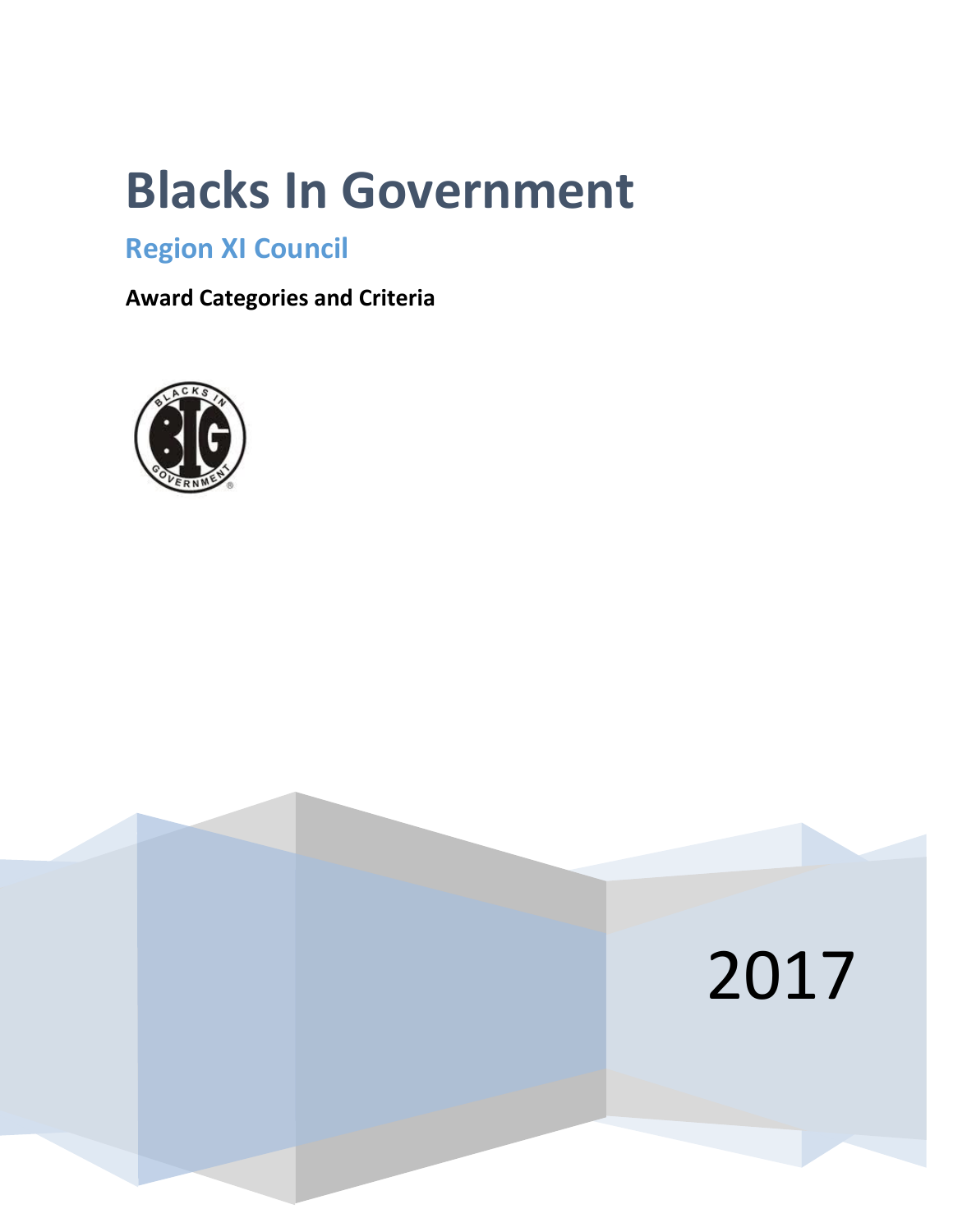# Blacks In Government

## Region XI Council

**Award Categories and Criteria**

2017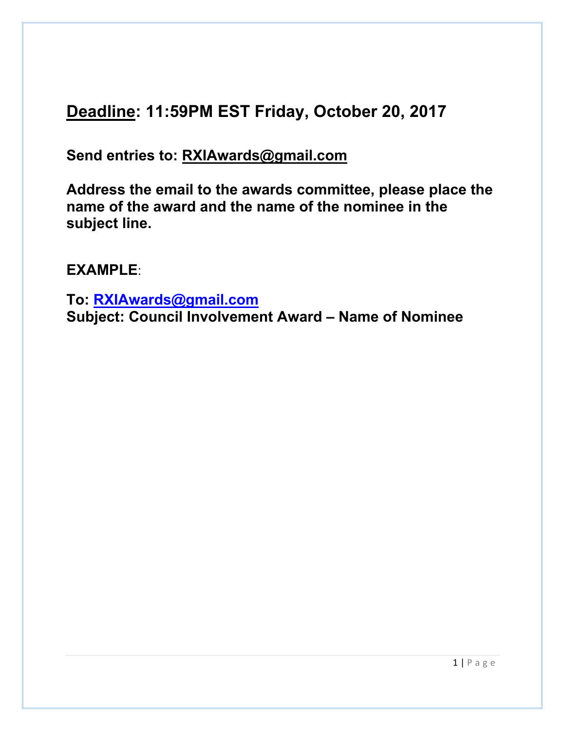**<u>Deadline</u>: 11:59PM EST Friday, October 20, 2017**

**Send entries to: <u>RXIAwards@gmail.com</u>**

**Address the email to the awards committee, please place the name of the award and the name of the nominee in the subject line.**

**EXAMPLE**:

**To: <u>RXIAwards@gmail.com</u>**
**Subject: Council Involvement Award – Name of Nominee**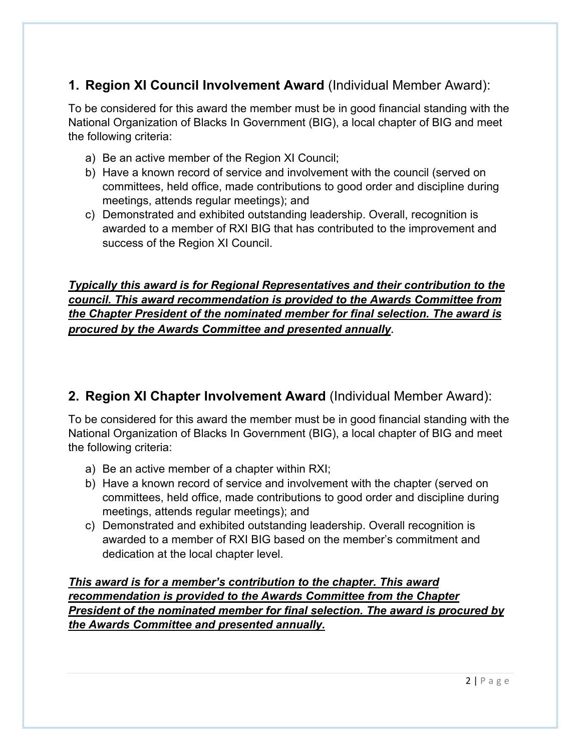## 1. **Region XI Council Involvement Award** (Individual Member Award):

To be considered for this award the member must be in good financial standing with the National Organization of Blacks In Government (BIG), a local chapter of BIG and meet the following criteria:

a) Be an active member of the Region XI Council;
b) Have a known record of service and involvement with the council (served on committees, held office, made contributions to good order and discipline during meetings, attends regular meetings); and
c) Demonstrated and exhibited outstanding leadership. Overall, recognition is awarded to a member of RXI BIG that has contributed to the improvement and success of the Region XI Council.

***Typically this award is for Regional Representatives and their contribution to the council. This award recommendation is provided to the Awards Committee from the Chapter President of the nominated member for final selection. The award is procured by the Awards Committee and presented annually.***

## 2. **Region XI Chapter Involvement Award** (Individual Member Award):

To be considered for this award the member must be in good financial standing with the National Organization of Blacks In Government (BIG), a local chapter of BIG and meet the following criteria:

a) Be an active member of a chapter within RXI;
b) Have a known record of service and involvement with the chapter (served on committees, held office, made contributions to good order and discipline during meetings, attends regular meetings); and
c) Demonstrated and exhibited outstanding leadership. Overall recognition is awarded to a member of RXI BIG based on the member's commitment and dedication at the local chapter level.

***This award is for a member's contribution to the chapter. This award recommendation is provided to the Awards Committee from the Chapter President of the nominated member for final selection. The award is procured by the Awards Committee and presented annually.***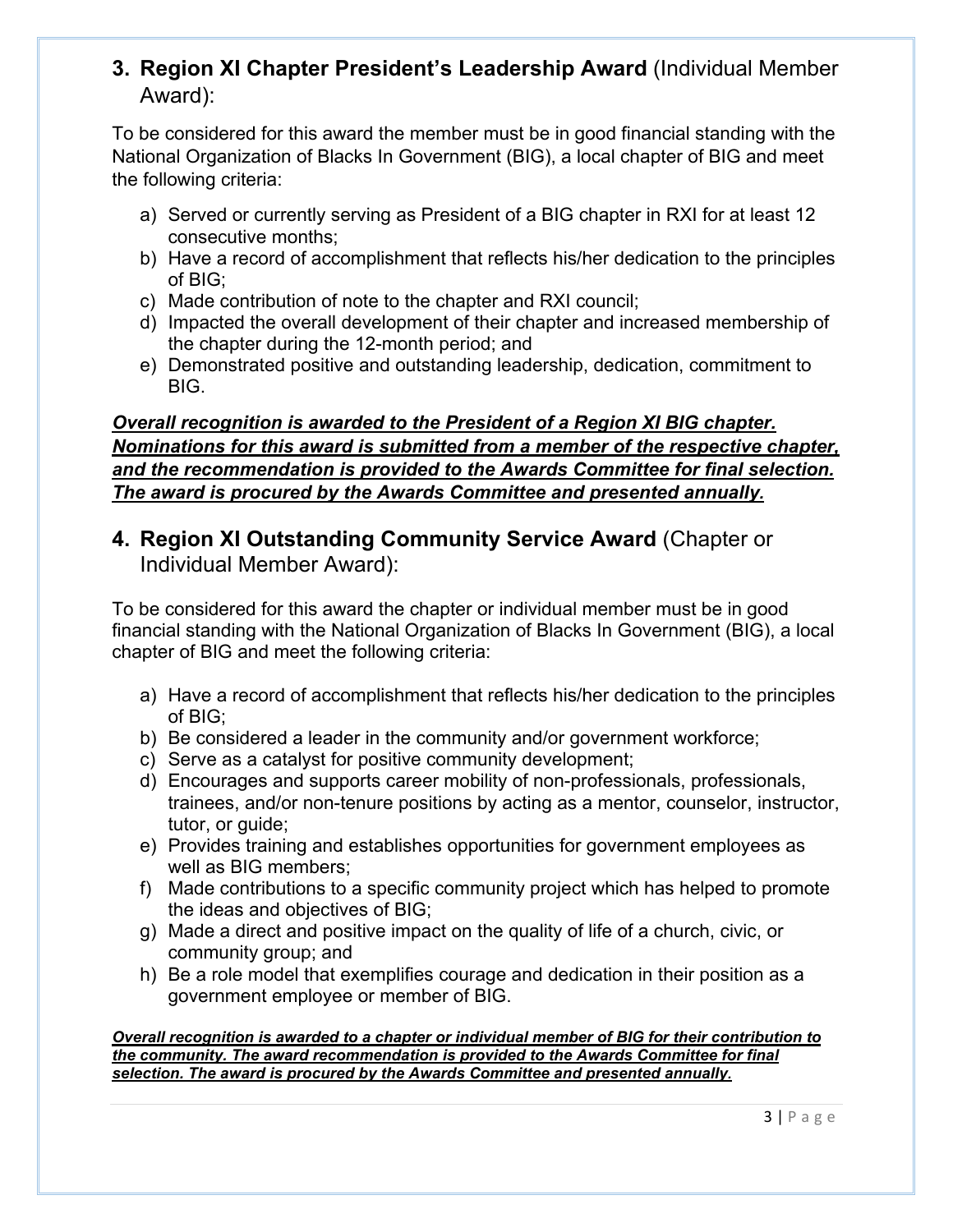## 3. **Region XI Chapter President's Leadership Award** (Individual Member Award):

To be considered for this award the member must be in good financial standing with the National Organization of Blacks In Government (BIG), a local chapter of BIG and meet the following criteria:

a) Served or currently serving as President of a BIG chapter in RXI for at least 12 consecutive months;
b) Have a record of accomplishment that reflects his/her dedication to the principles of BIG;
c) Made contribution of note to the chapter and RXI council;
d) Impacted the overall development of their chapter and increased membership of the chapter during the 12-month period; and
e) Demonstrated positive and outstanding leadership, dedication, commitment to BIG.

***<u>Overall recognition is awarded to the President of a Region XI BIG chapter. Nominations for this award is submitted from a member of the respective chapter, and the recommendation is provided to the Awards Committee for final selection. The award is procured by the Awards Committee and presented annually.</u>***

## 4. **Region XI Outstanding Community Service Award** (Chapter or Individual Member Award):

To be considered for this award the chapter or individual member must be in good financial standing with the National Organization of Blacks In Government (BIG), a local chapter of BIG and meet the following criteria:

a) Have a record of accomplishment that reflects his/her dedication to the principles of BIG;
b) Be considered a leader in the community and/or government workforce;
c) Serve as a catalyst for positive community development;
d) Encourages and supports career mobility of non-professionals, professionals, trainees, and/or non-tenure positions by acting as a mentor, counselor, instructor, tutor, or guide;
e) Provides training and establishes opportunities for government employees as well as BIG members;
f) Made contributions to a specific community project which has helped to promote the ideas and objectives of BIG;
g) Made a direct and positive impact on the quality of life of a church, civic, or community group; and
h) Be a role model that exemplifies courage and dedication in their position as a government employee or member of BIG.

***<u>Overall recognition is awarded to a chapter or individual member of BIG for their contribution to the community. The award recommendation is provided to the Awards Committee for final selection. The award is procured by the Awards Committee and presented annually.</u>***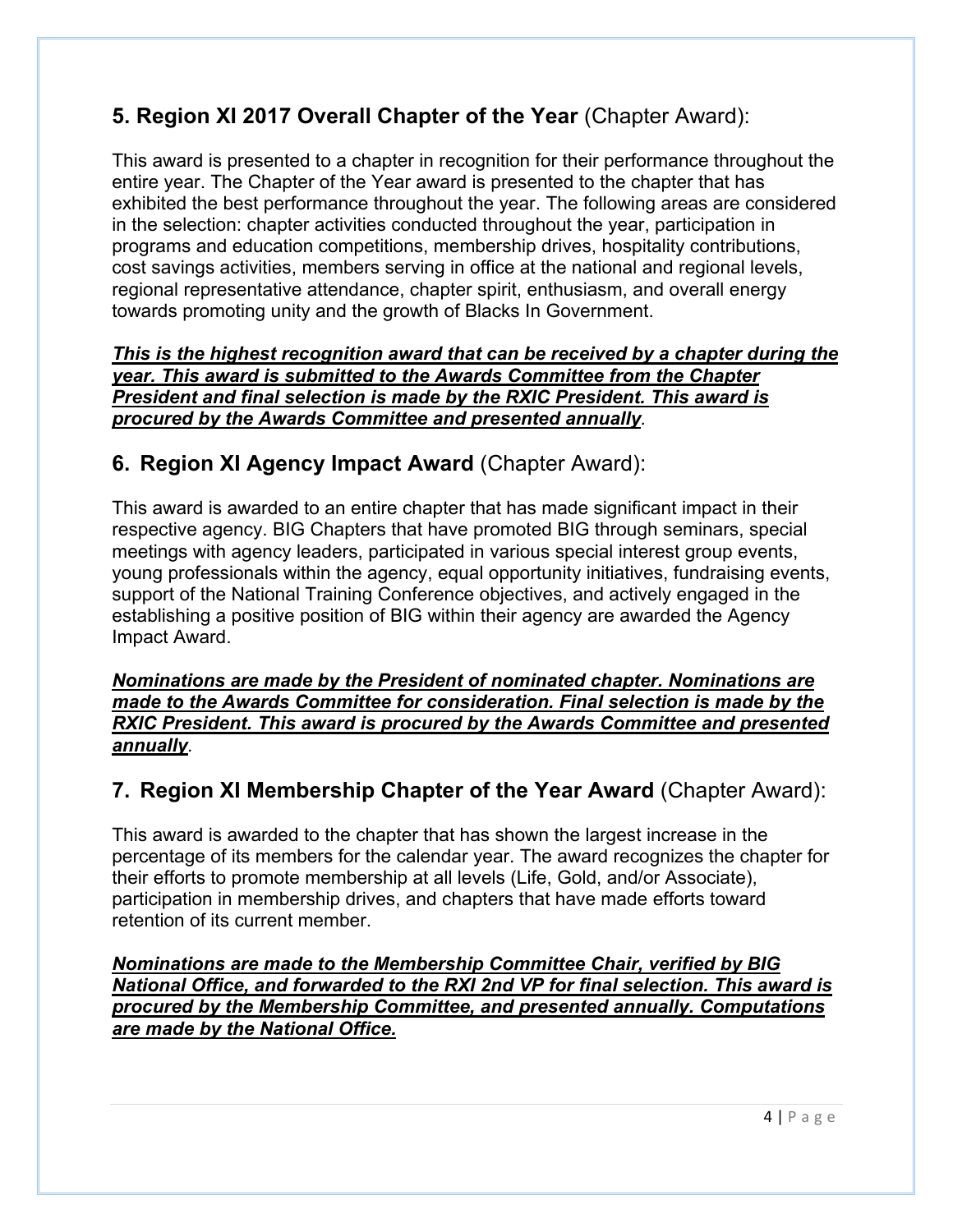## 5. Region XI 2017 Overall Chapter of the Year (Chapter Award):

This award is presented to a chapter in recognition for their performance throughout the entire year. The Chapter of the Year award is presented to the chapter that has exhibited the best performance throughout the year. The following areas are considered in the selection: chapter activities conducted throughout the year, participation in programs and education competitions, membership drives, hospitality contributions, cost savings activities, members serving in office at the national and regional levels, regional representative attendance, chapter spirit, enthusiasm, and overall energy towards promoting unity and the growth of Blacks In Government.

***This is the highest recognition award that can be received by a chapter during the year. This award is submitted to the Awards Committee from the Chapter President and final selection is made by the RXIC President. This award is procured by the Awards Committee and presented annually.***

## 6. Region XI Agency Impact Award (Chapter Award):

This award is awarded to an entire chapter that has made significant impact in their respective agency. BIG Chapters that have promoted BIG through seminars, special meetings with agency leaders, participated in various special interest group events, young professionals within the agency, equal opportunity initiatives, fundraising events, support of the National Training Conference objectives, and actively engaged in the establishing a positive position of BIG within their agency are awarded the Agency Impact Award.

***Nominations are made by the President of nominated chapter. Nominations are made to the Awards Committee for consideration. Final selection is made by the RXIC President. This award is procured by the Awards Committee and presented annually.***

## 7. Region XI Membership Chapter of the Year Award (Chapter Award):

This award is awarded to the chapter that has shown the largest increase in the percentage of its members for the calendar year. The award recognizes the chapter for their efforts to promote membership at all levels (Life, Gold, and/or Associate), participation in membership drives, and chapters that have made efforts toward retention of its current member.

***Nominations are made to the Membership Committee Chair, verified by BIG National Office, and forwarded to the RXI 2nd VP for final selection. This award is procured by the Membership Committee, and presented annually. Computations are made by the National Office.***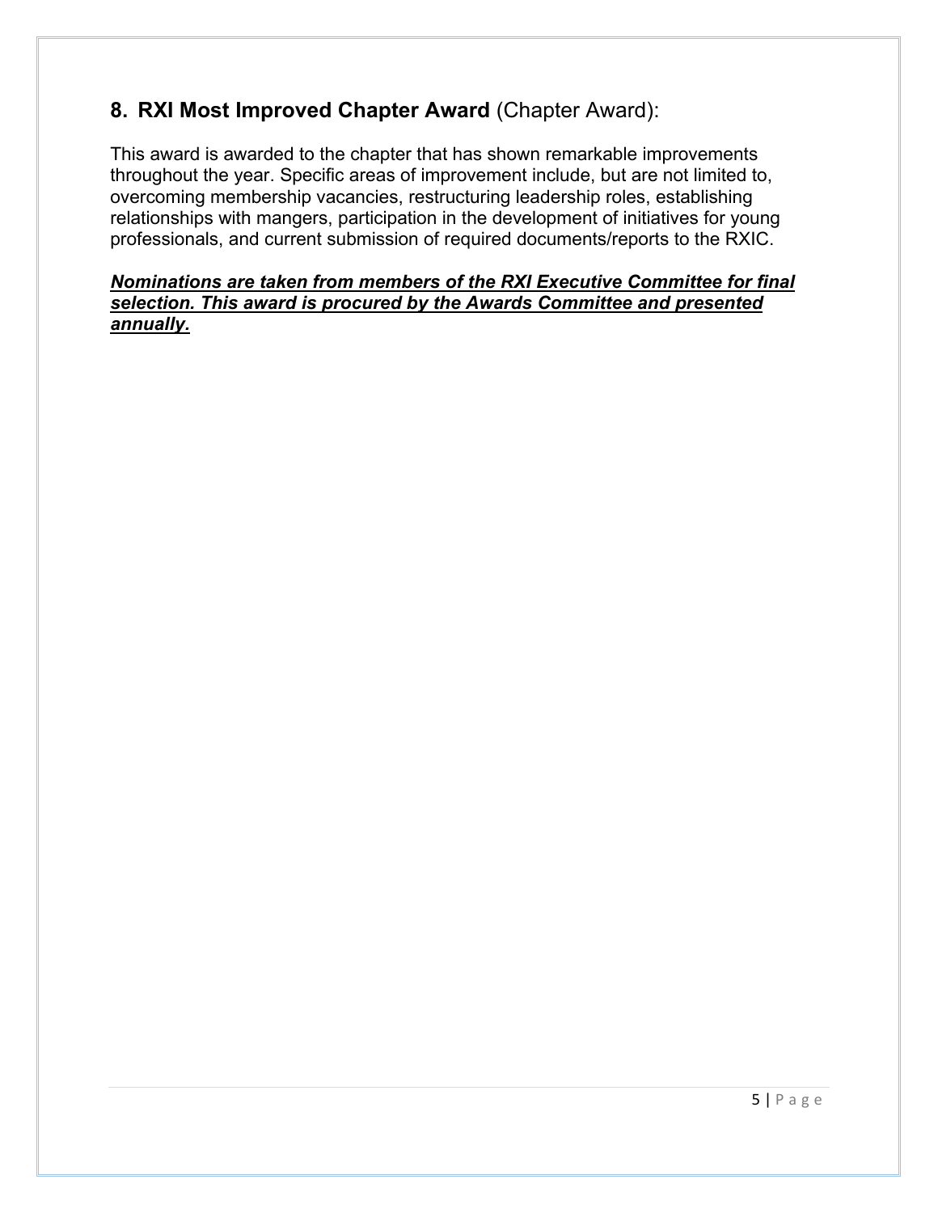## 8. **RXI Most Improved Chapter Award** (Chapter Award):

This award is awarded to the chapter that has shown remarkable improvements throughout the year. Specific areas of improvement include, but are not limited to, overcoming membership vacancies, restructuring leadership roles, establishing relationships with mangers, participation in the development of initiatives for young professionals, and current submission of required documents/reports to the RXIC.

***<u>Nominations are taken from members of the RXI Executive Committee for final selection. This award is procured by the Awards Committee and presented annually.</u>***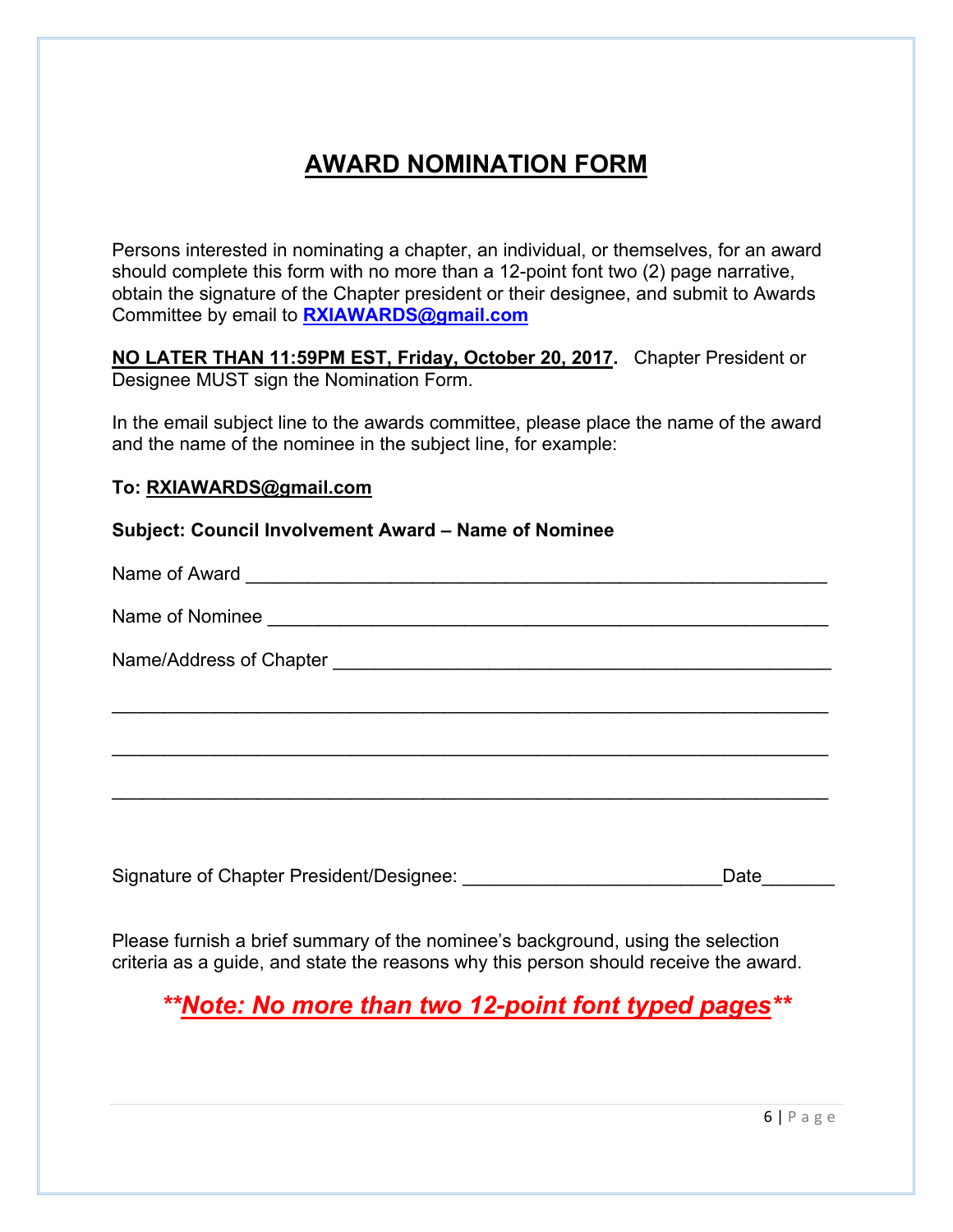# AWARD NOMINATION FORM

Persons interested in nominating a chapter, an individual, or themselves, for an award should complete this form with no more than a 12-point font two (2) page narrative, obtain the signature of the Chapter president or their designee, and submit to Awards Committee by email to **RXIAWARDS@gmail.com**

**NO LATER THAN 11:59PM EST, Friday, October 20, 2017.** Chapter President or Designee MUST sign the Nomination Form.

In the email subject line to the awards committee, please place the name of the award and the name of the nominee in the subject line, for example:

**To: RXIAWARDS@gmail.com**

**Subject: Council Involvement Award – Name of Nominee**

Name of Award ________________________________________________________

Name of Nominee ______________________________________________________

Name/Address of Chapter _______________________________________________

_____________________________________________________________________

_____________________________________________________________________

_____________________________________________________________________

Signature of Chapter President/Designee: _________________________Date_______

Please furnish a brief summary of the nominee's background, using the selection criteria as a guide, and state the reasons why this person should receive the award.

***\*\*Note: No more than two 12-point font typed pages\*\****